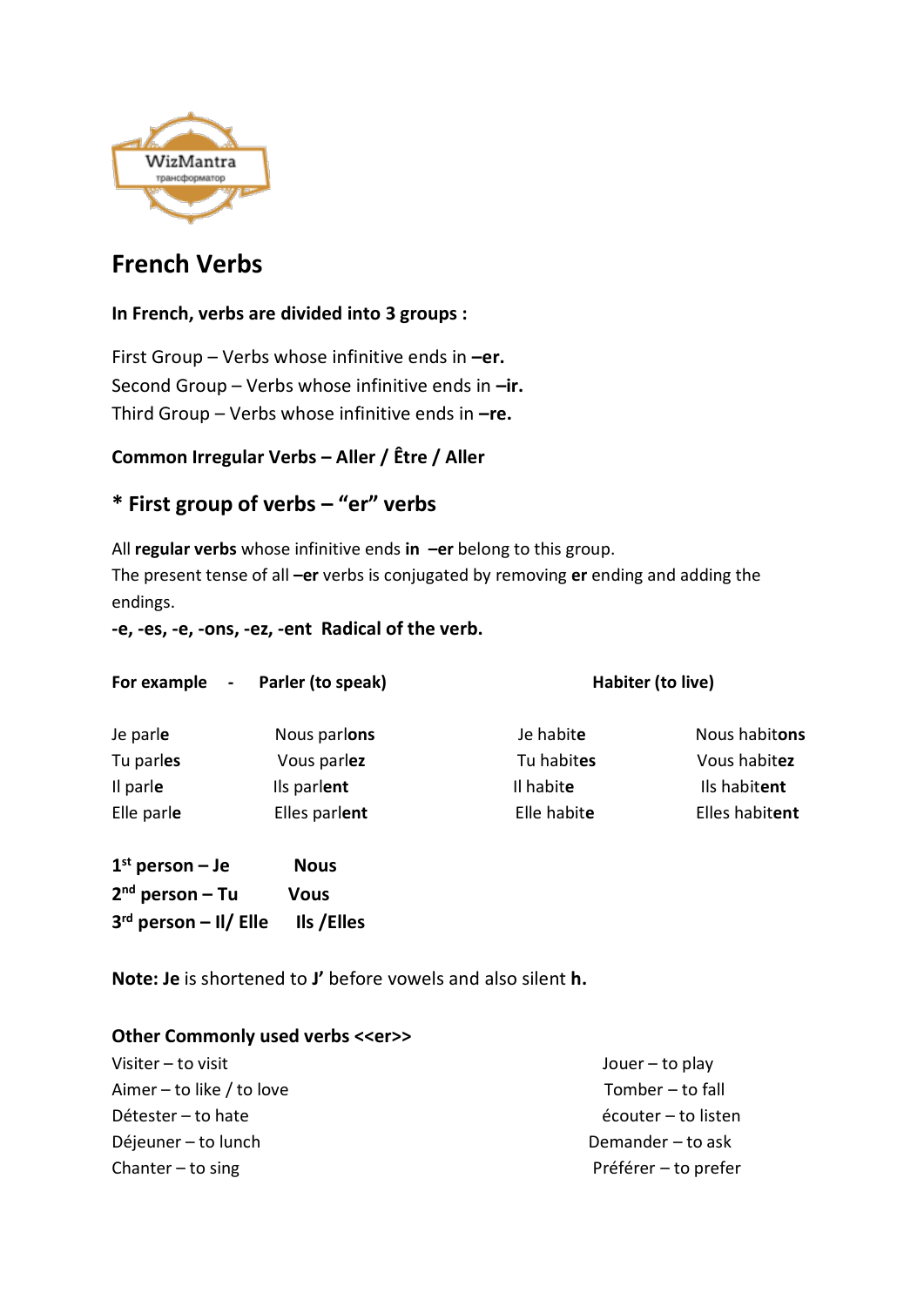# French Verbs

**In French, verbs are divided into 3 groups :**

First Group – Verbs whose infinitive ends in **–er.**
Second Group – Verbs whose infinitive ends in **–ir.**
Third Group – Verbs whose infinitive ends in **–re.**

**Common Irregular Verbs – Aller / Être / Aller**

## * First group of verbs – "er" verbs

All **regular verbs** whose infinitive ends **in –er** belong to this group.
The present tense of all **–er** verbs is conjugated by removing **er** ending and adding the endings.

**-e, -es, -e, -ons, -ez, -ent Radical of the verb.**

**For example - Parler (to speak)** **Habiter (to live)**

| | | | |
|---|---|---|---|
| Je parl**e** | Nous parl**ons** | Je habit**e** | Nous habit**ons** |
| Tu parl**es** | Vous parl**ez** | Tu habit**es** | Vous habit**ez** |
| Il parl**e** | Ils parl**ent** | Il habit**e** | Ils habit**ent** |
| Elle parl**e** | Elles parl**ent** | Elle habit**e** | Elles habit**ent** |

**1st person – Je** **Nous**
**2nd person – Tu** **Vous**
**3rd person – Il/ Elle** **Ils /Elles**

**Note: Je** is shortened to **J'** before vowels and also silent **h.**

**Other Commonly used verbs <<er>>**

Visiter – to visit
Aimer – to like / to love
Détester – to hate
Déjeuner – to lunch
Chanter – to sing
Jouer – to play
Tomber – to fall
écouter – to listen
Demander – to ask
Préférer – to prefer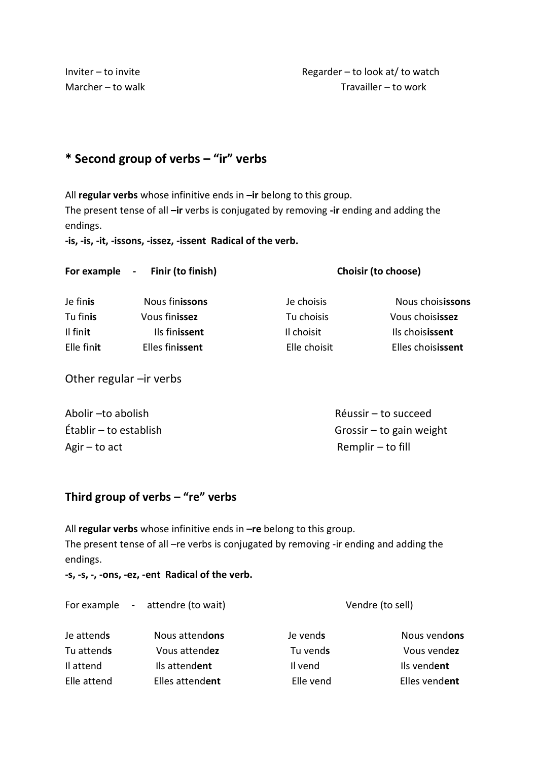Inviter – to invite

Regarder – to look at/ to watch

Marcher – to walk

Travailler – to work

## * Second group of verbs – “ir” verbs

All **regular verbs** whose infinitive ends in **–ir** belong to this group.
The present tense of all **–ir** verbs is conjugated by removing **-ir** ending and adding the endings.
**-is, -is, -it, -issons, -issez, -issent  Radical of the verb.**

**For example  -  Finir (to finish)**

| | |
|---|---|
| Je fin**is** | Nous fin**issons** |
| Tu fin**is** | Vous fin**issez** |
| Il fin**it** | Ils fin**issent** |
| Elle fin**it** | Elles fin**issent** |

**Choisir (to choose)**

| | |
|---|---|
| Je choisis | Nous chois**issons** |
| Tu choisis | Vous chois**issez** |
| Il choisit | Ils chois**issent** |
| Elle choisit | Elles chois**issent** |

Other regular –ir verbs

Abolir –to abolish

Établir – to establish

Agir – to act

Réussir – to succeed

Grossir – to gain weight

Remplir – to fill

## Third group of verbs – “re” verbs

All **regular verbs** whose infinitive ends in **–re** belong to this group.
The present tense of all –re verbs is conjugated by removing -ir ending and adding the endings.
**-s, -s, -, -ons, -ez, -ent  Radical of the verb.**

For example  -  attendre (to wait)

| | |
|---|---|
| Je attend**s** | Nous attend**ons** |
| Tu attend**s** | Vous attend**ez** |
| Il attend | Ils attend**ent** |
| Elle attend | Elles attend**ent** |

Vendre (to sell)

| | |
|---|---|
| Je vend**s** | Nous vend**ons** |
| Tu vend**s** | Vous vend**ez** |
| Il vend | Ils vend**ent** |
| Elle vend | Elles vend**ent** |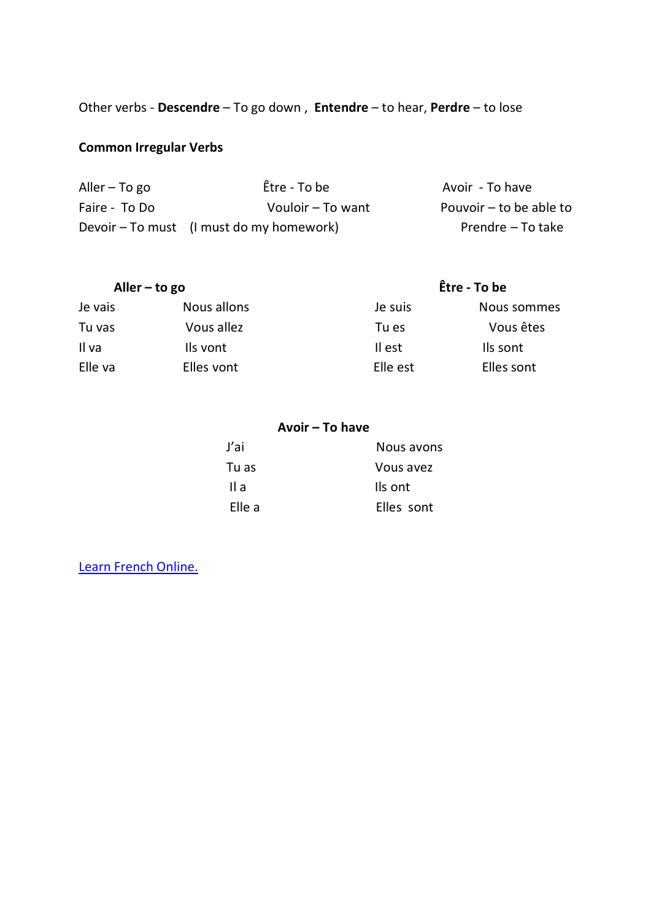Other verbs - **Descendre** – To go down , **Entendre** – to hear, **Perdre** – to lose

**Common Irregular Verbs**

| | | |
|---|---|---|
| Aller – To go | Être - To be | Avoir - To have |
| Faire - To Do | Vouloir – To want | Pouvoir – to be able to |
| Devoir – To must (I must do my homework) | | Prendre – To take |

| **Aller – to go** | | **Être - To be** | |
|---|---|---|---|
| Je vais | Nous allons | Je suis | Nous sommes |
| Tu vas | Vous allez | Tu es | Vous êtes |
| Il va | Ils vont | Il est | Ils sont |
| Elle va | Elles vont | Elle est | Elles sont |

**Avoir – To have**

| | |
|---|---|
| J'ai | Nous avons |
| Tu as | Vous avez |
| Il a | Ils ont |
| Elle a | Elles sont |

[Learn French Online.]()